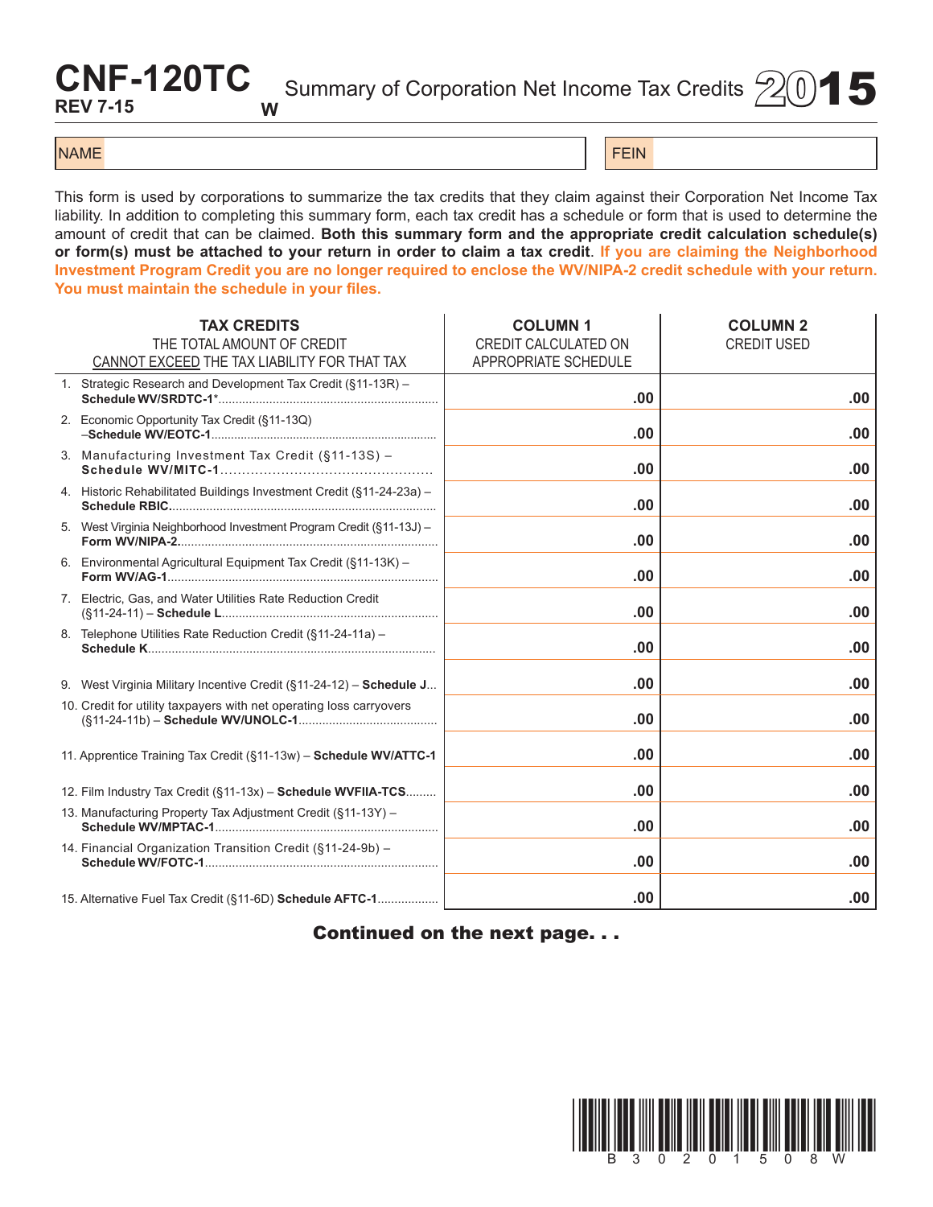# CNF-120TC

**REV 7-15** **W**

## Summary of Corporation Net Income Tax Credits 2015

| NAME | FEIN |
|---|---|
| | |

This form is used by corporations to summarize the tax credits that they claim against their Corporation Net Income Tax liability. In addition to completing this summary form, each tax credit has a schedule or form that is used to determine the amount of credit that can be claimed. **Both this summary form and the appropriate credit calculation schedule(s) or form(s) must be attached to your return in order to claim a tax credit**. **If you are claiming the Neighborhood Investment Program Credit you are no longer required to enclose the WV/NIPA-2 credit schedule with your return. You must maintain the schedule in your files.**

| **TAX CREDITS** THE TOTAL AMOUNT OF CREDIT CANNOT EXCEED THE TAX LIABILITY FOR THAT TAX | **COLUMN 1** CREDIT CALCULATED ON APPROPRIATE SCHEDULE | **COLUMN 2** CREDIT USED |
|---|---|---|
| 1. Strategic Research and Development Tax Credit (§11-13R) – **Schedule WV/SRDTC-1***............ | .00 | .00 |
| 2. Economic Opportunity Tax Credit (§11-13Q) –**Schedule WV/EOTC-1**............ | .00 | .00 |
| 3. Manufacturing Investment Tax Credit (§11-13S) – **Schedule WV/MITC-1**............ | .00 | .00 |
| 4. Historic Rehabilitated Buildings Investment Credit (§11-24-23a) – **Schedule RBIC**............ | .00 | .00 |
| 5. West Virginia Neighborhood Investment Program Credit (§11-13J) – **Form WV/NIPA-2**............ | .00 | .00 |
| 6. Environmental Agricultural Equipment Tax Credit (§11-13K) – **Form WV/AG-1**............ | .00 | .00 |
| 7. Electric, Gas, and Water Utilities Rate Reduction Credit (§11-24-11) – **Schedule L**............ | .00 | .00 |
| 8. Telephone Utilities Rate Reduction Credit (§11-24-11a) – **Schedule K**............ | .00 | .00 |
| 9. West Virginia Military Incentive Credit (§11-24-12) – **Schedule J**... | .00 | .00 |
| 10. Credit for utility taxpayers with net operating loss carryovers (§11-24-11b) – **Schedule WV/UNOLC-1**............ | .00 | .00 |
| 11. Apprentice Training Tax Credit (§11-13w) – **Schedule WV/ATTC-1** | .00 | .00 |
| 12. Film Industry Tax Credit (§11-13x) – **Schedule WVFIIA-TCS**......... | .00 | .00 |
| 13. Manufacturing Property Tax Adjustment Credit (§11-13Y) – **Schedule WV/MPTAC-1**............ | .00 | .00 |
| 14. Financial Organization Transition Credit (§11-24-9b) – **Schedule WV/FOTC-1**............ | .00 | .00 |
| 15. Alternative Fuel Tax Credit (§11-6D) **Schedule AFTC-1**............ | .00 | .00 |

**Continued on the next page. . .**

B 3 0 2 0 1 5 0 8 W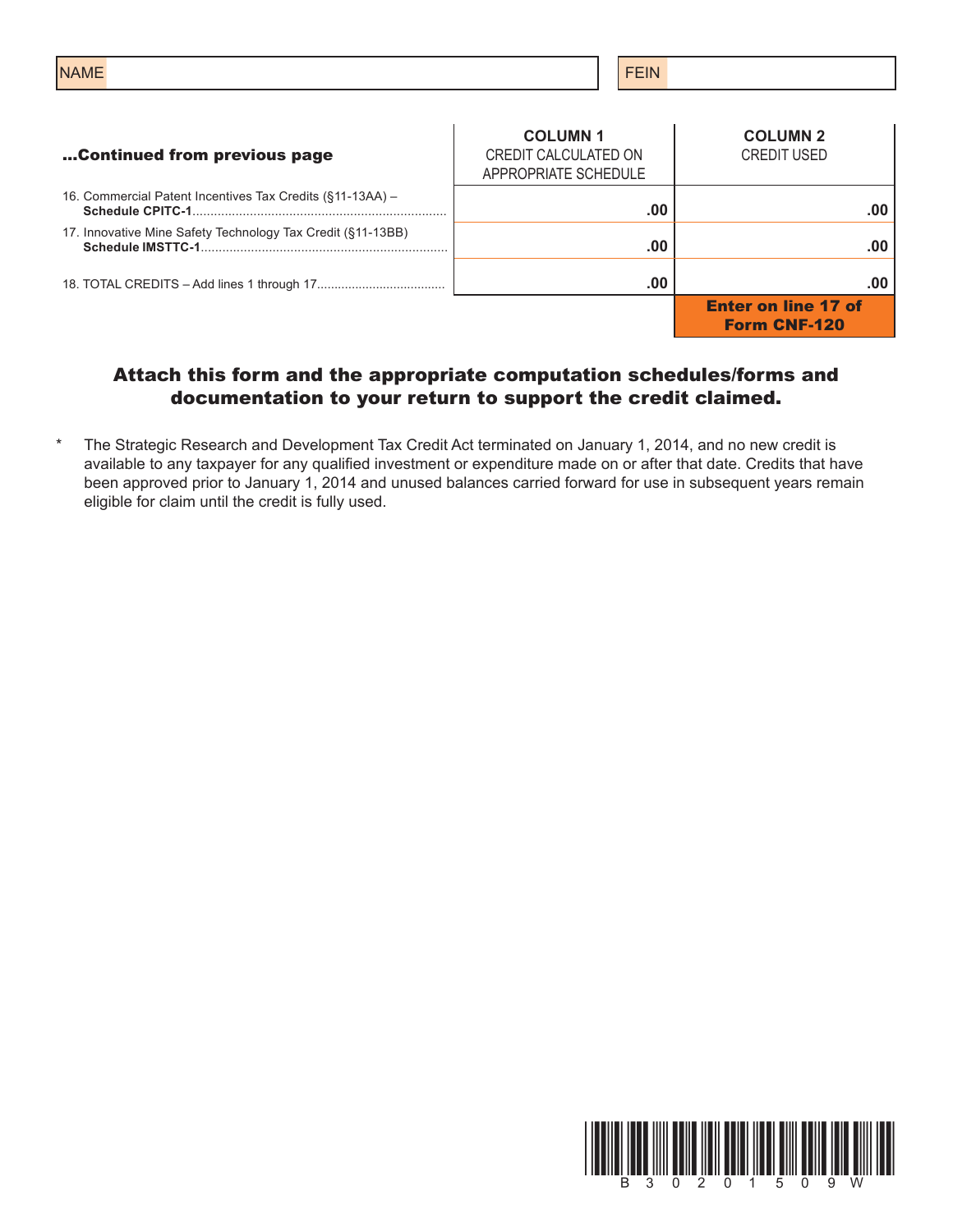| NAME | FEIN |
| --- | --- |
| | |

| ...Continued from previous page | COLUMN 1 CREDIT CALCULATED ON APPROPRIATE SCHEDULE | COLUMN 2 CREDIT USED |
| --- | --- | --- |
| 16. Commercial Patent Incentives Tax Credits (§11-13AA) – **Schedule CPITC-1** | .00 | .00 |
| 17. Innovative Mine Safety Technology Tax Credit (§11-13BB) **Schedule IMSTTC-1** | .00 | .00 |
| 18. TOTAL CREDITS – Add lines 1 through 17 | .00 | .00 |
| | | **Enter on line 17 of Form CNF-120** |

**Attach this form and the appropriate computation schedules/forms and documentation to your return to support the credit claimed.**

* The Strategic Research and Development Tax Credit Act terminated on January 1, 2014, and no new credit is available to any taxpayer for any qualified investment or expenditure made on or after that date. Credits that have been approved prior to January 1, 2014 and unused balances carried forward for use in subsequent years remain eligible for claim until the credit is fully used.

B 3 0 2 0 1 5 0 9 W